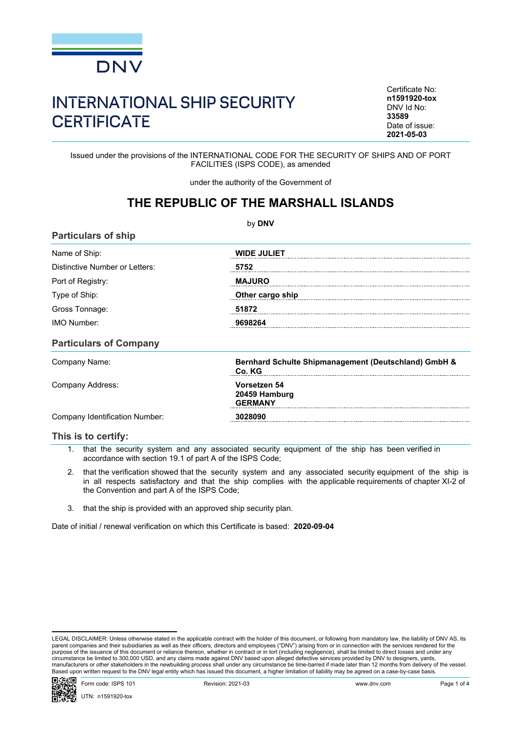DNV

# INTERNATIONAL SHIP SECURITY CERTIFICATE

Certificate No:
**n1591920-tox**
DNV Id No:
**33589**
Date of issue:
**2021-05-03**

Issued under the provisions of the INTERNATIONAL CODE FOR THE SECURITY OF SHIPS AND OF PORT FACILITIES (ISPS CODE), as amended

under the authority of the Government of

## THE REPUBLIC OF THE MARSHALL ISLANDS

by **DNV**

### Particulars of ship

| | |
|---|---|
| Name of Ship: | **WIDE JULIET** |
| Distinctive Number or Letters: | **5752** |
| Port of Registry: | **MAJURO** |
| Type of Ship: | **Other cargo ship** |
| Gross Tonnage: | **51872** |
| IMO Number: | **9698264** |

### Particulars of Company

| | |
|---|---|
| Company Name: | **Bernhard Schulte Shipmanagement (Deutschland) GmbH & Co. KG** |
| Company Address: | **Vorsetzen 54<br>20459 Hamburg<br>GERMANY** |
| Company Identification Number: | **3028090** |

### This is to certify:

1. that the security system and any associated security equipment of the ship has been verified in accordance with section 19.1 of part A of the ISPS Code;
2. that the verification showed that the security system and any associated security equipment of the ship is in all respects satisfactory and that the ship complies with the applicable requirements of chapter XI-2 of the Convention and part A of the ISPS Code;
3. that the ship is provided with an approved ship security plan.

Date of initial / renewal verification on which this Certificate is based: **2020-09-04**

LEGAL DISCLAIMER: Unless otherwise stated in the applicable contract with the holder of this document, or following from mandatory law, the liability of DNV AS, its parent companies and their subsidiaries as well as their officers, directors and employees ("DNV") arising from or in connection with the services rendered for the purpose of the issuance of this document or reliance thereon, whether in contract or in tort (including negligence), shall be limited to direct losses and under any circumstance be limited to 300,000 USD, and any claims made against DNV based upon alleged defective services provided by DNV to designers, yards, manufacturers or other stakeholders in the newbuilding process shall under any circumstance be time-barred if made later than 12 months from delivery of the vessel. Based upon written request to the DNV legal entity which has issued this document, a higher limitation of liability may be agreed on a case-by-case basis.

Form code: ISPS 101 Revision: 2021-03 www.dnv.com

UTN: n1591920-tox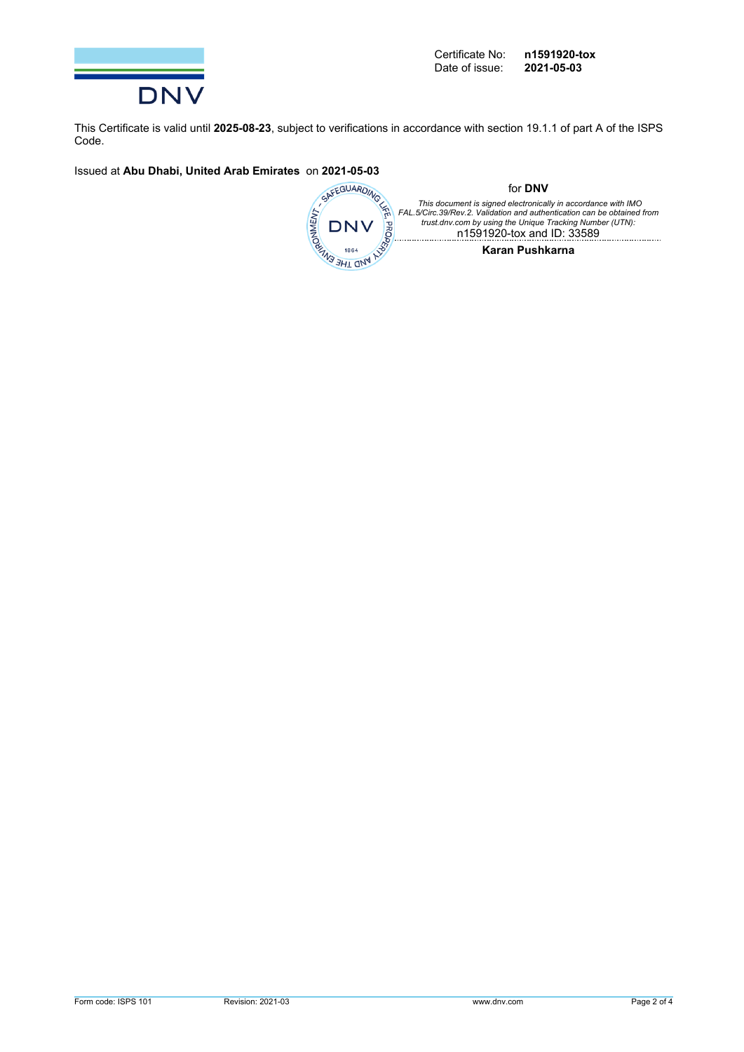Certificate No: **n1591920-tox**
Date of issue: **2021-05-03**

This Certificate is valid until **2025-08-23**, subject to verifications in accordance with section 19.1.1 of part A of the ISPS Code.

Issued at **Abu Dhabi, United Arab Emirates** on **2021-05-03**

for **DNV**

*This document is signed electronically in accordance with IMO FAL.5/Circ.39/Rev.2. Validation and authentication can be obtained from trust.dnv.com by using the Unique Tracking Number (UTN):*
n1591920-tox and ID: 33589

**Karan Pushkarna**

Form code: ISPS 101 Revision: 2021-03 www.dnv.com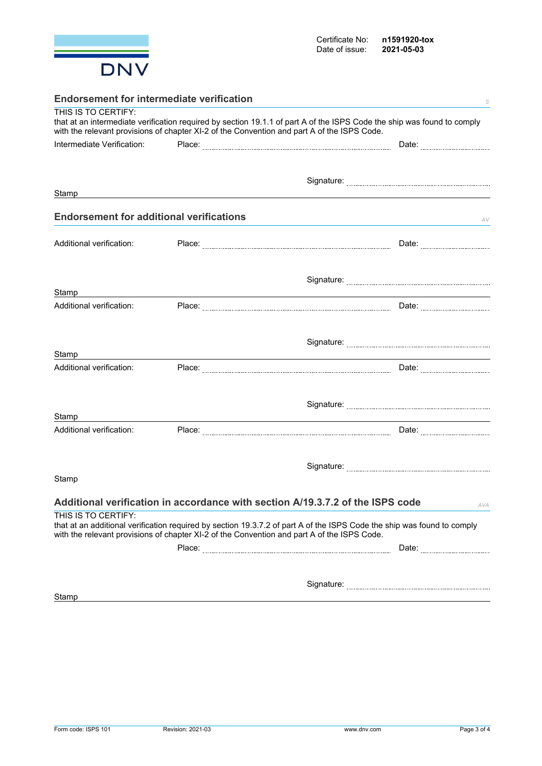DNV

Certificate No: **n1591920-tox**
Date of issue: **2021-05-03**

## Endorsement for intermediate verification

THIS IS TO CERTIFY:
that at an intermediate verification required by section 19.1.1 of part A of the ISPS Code the ship was found to comply with the relevant provisions of chapter XI-2 of the Convention and part A of the ISPS Code.

Intermediate Verification: Place: .................................................. Date: ....................

Signature: ..................................................

Stamp

## Endorsement for additional verifications

Additional verification: Place: .................................................. Date: ....................

Signature: ..................................................

Stamp

Additional verification: Place: .................................................. Date: ....................

Signature: ..................................................

Stamp

Additional verification: Place: .................................................. Date: ....................

Signature: ..................................................

Stamp

Additional verification: Place: .................................................. Date: ....................

Signature: ..................................................

Stamp

## Additional verification in accordance with section A/19.3.7.2 of the ISPS code

THIS IS TO CERTIFY:
that at an additional verification required by section 19.3.7.2 of part A of the ISPS Code the ship was found to comply with the relevant provisions of chapter XI-2 of the Convention and part A of the ISPS Code.

Place: .................................................. Date: ....................

Signature: ..................................................

Stamp

Form code: ISPS 101 Revision: 2021-03 www.dnv.com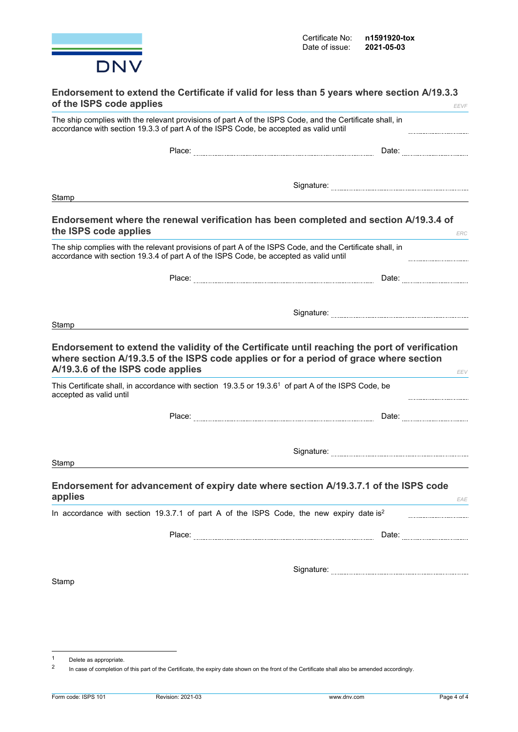Certificate No: **n1591920-tox**
Date of issue: **2021-05-03**

## Endorsement to extend the Certificate if valid for less than 5 years where section A/19.3.3 of the ISPS code applies

*EEVF*

The ship complies with the relevant provisions of part A of the ISPS Code, and the Certificate shall, in accordance with section 19.3.3 of part A of the ISPS Code, be accepted as valid until ..................

Place: .................................................... Date: ..................

Signature: ....................................................

Stamp

## Endorsement where the renewal verification has been completed and section A/19.3.4 of the ISPS code applies

*ERC*

The ship complies with the relevant provisions of part A of the ISPS Code, and the Certificate shall, in accordance with section 19.3.4 of part A of the ISPS Code, be accepted as valid until ..................

Place: .................................................... Date: ..................

Signature: ....................................................

Stamp

## Endorsement to extend the validity of the Certificate until reaching the port of verification where section A/19.3.5 of the ISPS code applies or for a period of grace where section A/19.3.6 of the ISPS code applies

*EEV*

This Certificate shall, in accordance with section 19.3.5 or 19.3.6[1] of part A of the ISPS Code, be accepted as valid until ..................

Place: .................................................... Date: ..................

Signature: ....................................................

Stamp

## Endorsement for advancement of expiry date where section A/19.3.7.1 of the ISPS code applies

*EAE*

In accordance with section 19.3.7.1 of part A of the ISPS Code, the new expiry date is[2] ..................

Place: .................................................... Date: ..................

Signature: ....................................................

Stamp

---

[1] Delete as appropriate.

[2] In case of completion of this part of the Certificate, the expiry date shown on the front of the Certificate shall also be amended accordingly.

Form code: ISPS 101 Revision: 2021-03 www.dnv.com